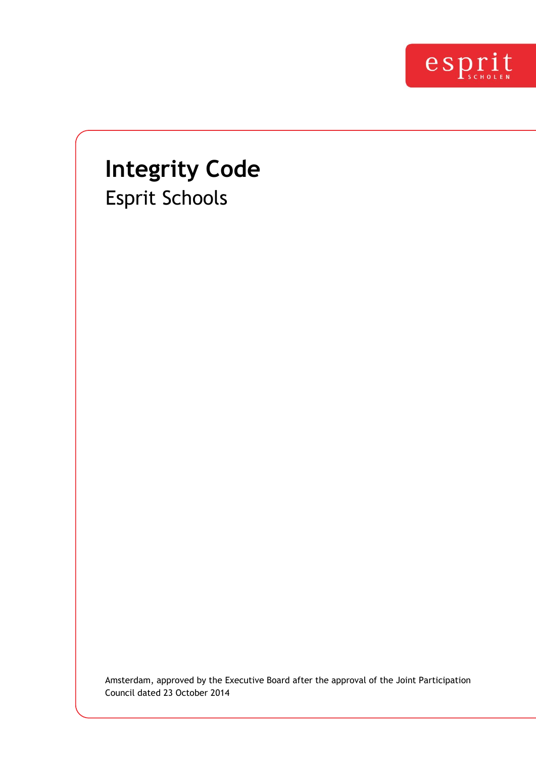esprit SCHOLEN

# Integrity Code

## Esprit Schools

Amsterdam, approved by the Executive Board after the approval of the Joint Participation Council dated 23 October 2014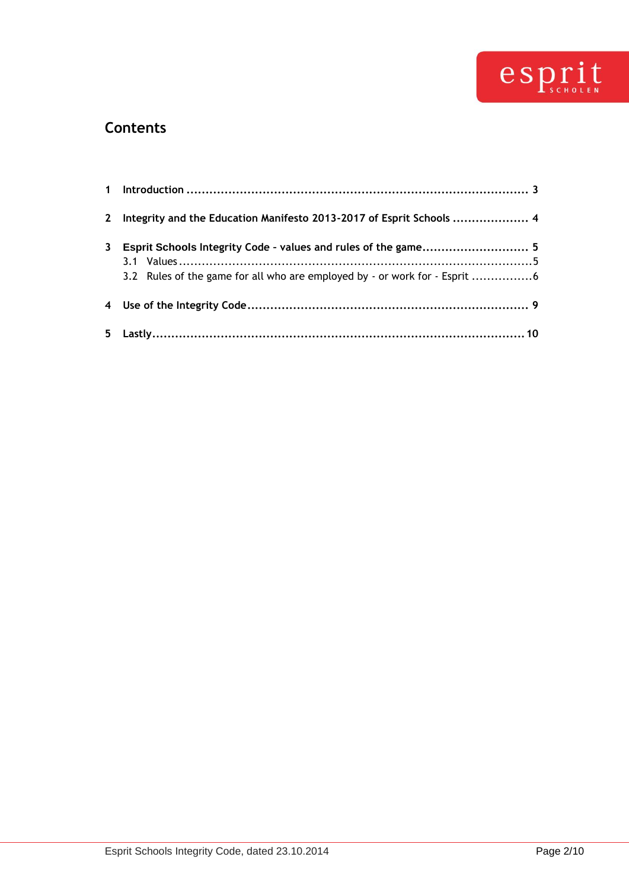## Contents

**1 Introduction .......................................................................................... 3**

**2 Integrity and the Education Manifesto 2013-2017 of Esprit Schools .................... 4**

**3 Esprit Schools Integrity Code - values and rules of the game............................ 5**

3.1 Values..............................................................................................5

3.2 Rules of the game for all who are employed by - or work for - Esprit ................6

**4 Use of the Integrity Code.......................................................................... 9**

**5 Lastly.................................................................................................10**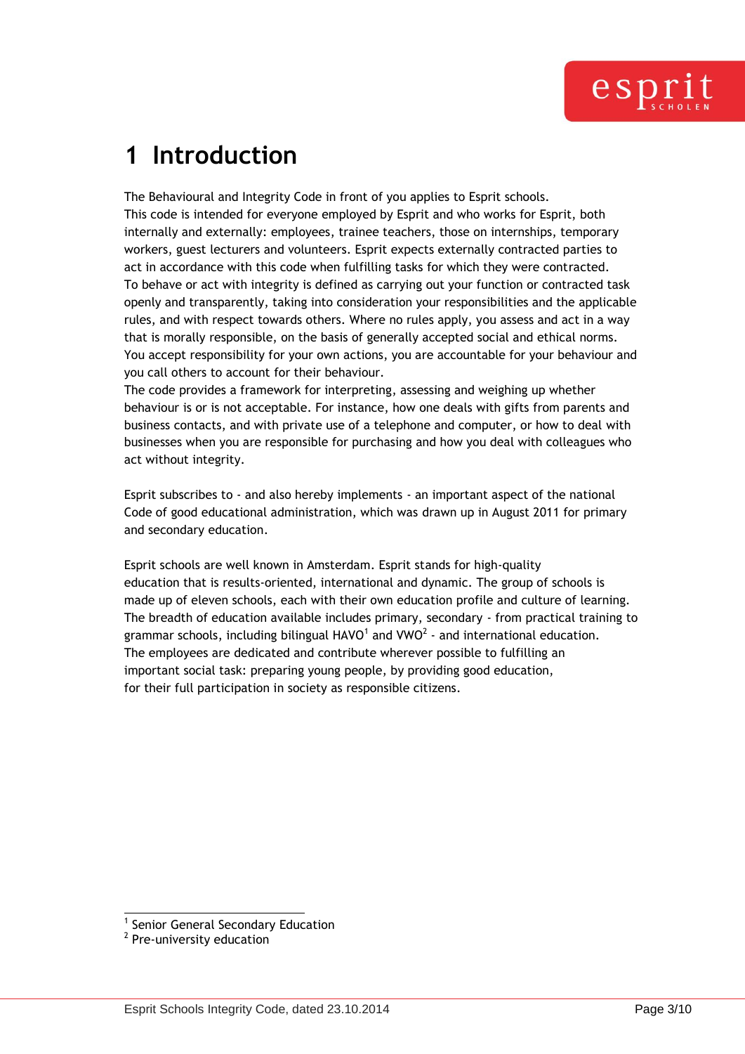# 1 Introduction

The Behavioural and Integrity Code in front of you applies to Esprit schools.
This code is intended for everyone employed by Esprit and who works for Esprit, both internally and externally: employees, trainee teachers, those on internships, temporary workers, guest lecturers and volunteers. Esprit expects externally contracted parties to act in accordance with this code when fulfilling tasks for which they were contracted.
To behave or act with integrity is defined as carrying out your function or contracted task openly and transparently, taking into consideration your responsibilities and the applicable rules, and with respect towards others. Where no rules apply, you assess and act in a way that is morally responsible, on the basis of generally accepted social and ethical norms.
You accept responsibility for your own actions, you are accountable for your behaviour and you call others to account for their behaviour.
The code provides a framework for interpreting, assessing and weighing up whether behaviour is or is not acceptable. For instance, how one deals with gifts from parents and business contacts, and with private use of a telephone and computer, or how to deal with businesses when you are responsible for purchasing and how you deal with colleagues who act without integrity.

Esprit subscribes to - and also hereby implements - an important aspect of the national Code of good educational administration, which was drawn up in August 2011 for primary and secondary education.

Esprit schools are well known in Amsterdam. Esprit stands for high-quality education that is results-oriented, international and dynamic. The group of schools is made up of eleven schools, each with their own education profile and culture of learning. The breadth of education available includes primary, secondary - from practical training to grammar schools, including bilingual HAVO[1] and VWO[2] - and international education.
The employees are dedicated and contribute wherever possible to fulfilling an important social task: preparing young people, by providing good education, for their full participation in society as responsible citizens.

[1] Senior General Secondary Education
[2] Pre-university education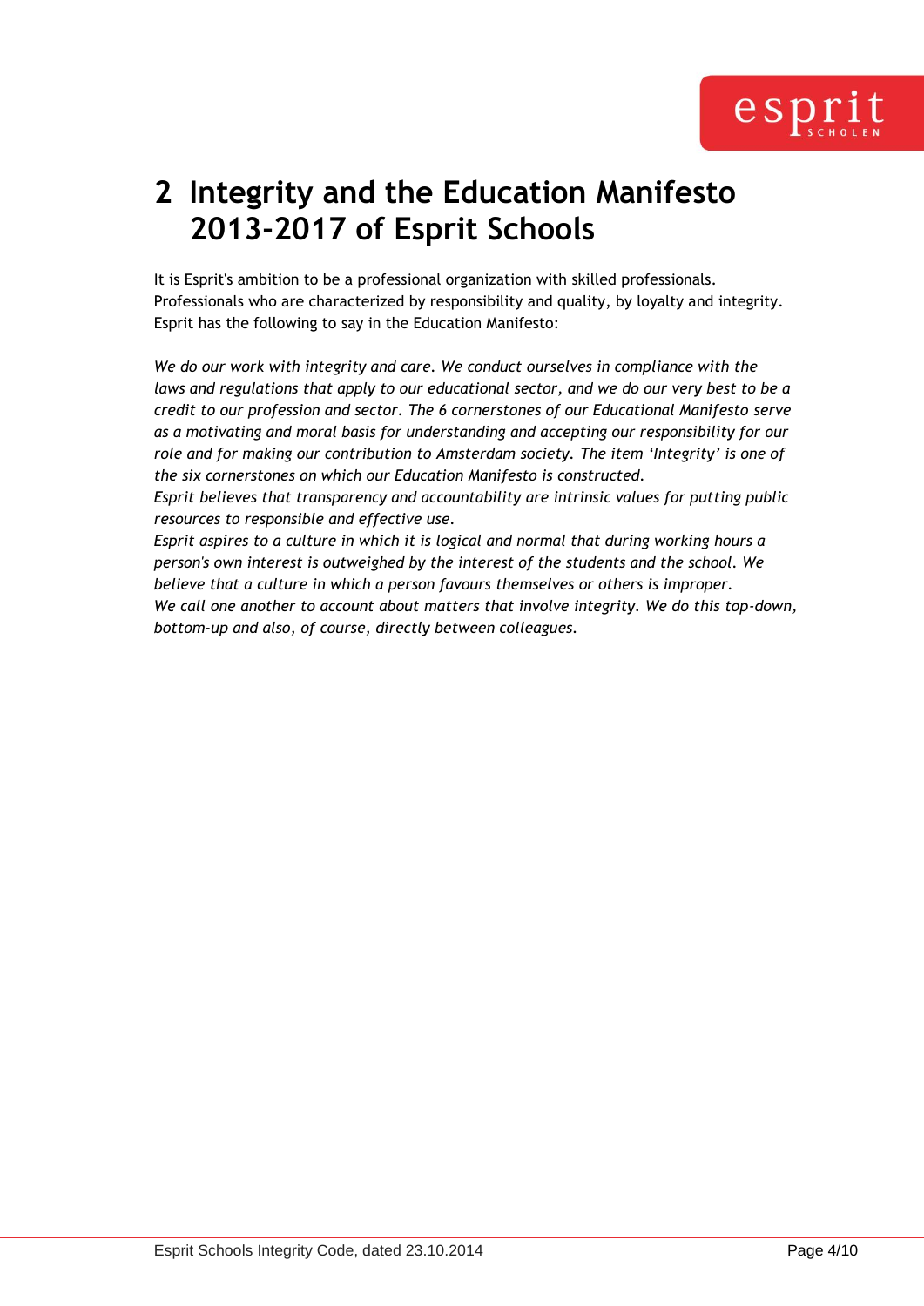# 2 Integrity and the Education Manifesto 2013-2017 of Esprit Schools

It is Esprit's ambition to be a professional organization with skilled professionals. Professionals who are characterized by responsibility and quality, by loyalty and integrity. Esprit has the following to say in the Education Manifesto:

*We do our work with integrity and care. We conduct ourselves in compliance with the laws and regulations that apply to our educational sector, and we do our very best to be a credit to our profession and sector. The 6 cornerstones of our Educational Manifesto serve as a motivating and moral basis for understanding and accepting our responsibility for our role and for making our contribution to Amsterdam society. The item 'Integrity' is one of the six cornerstones on which our Education Manifesto is constructed.*
*Esprit believes that transparency and accountability are intrinsic values for putting public resources to responsible and effective use.*
*Esprit aspires to a culture in which it is logical and normal that during working hours a person's own interest is outweighed by the interest of the students and the school. We believe that a culture in which a person favours themselves or others is improper.*
*We call one another to account about matters that involve integrity. We do this top-down, bottom-up and also, of course, directly between colleagues.*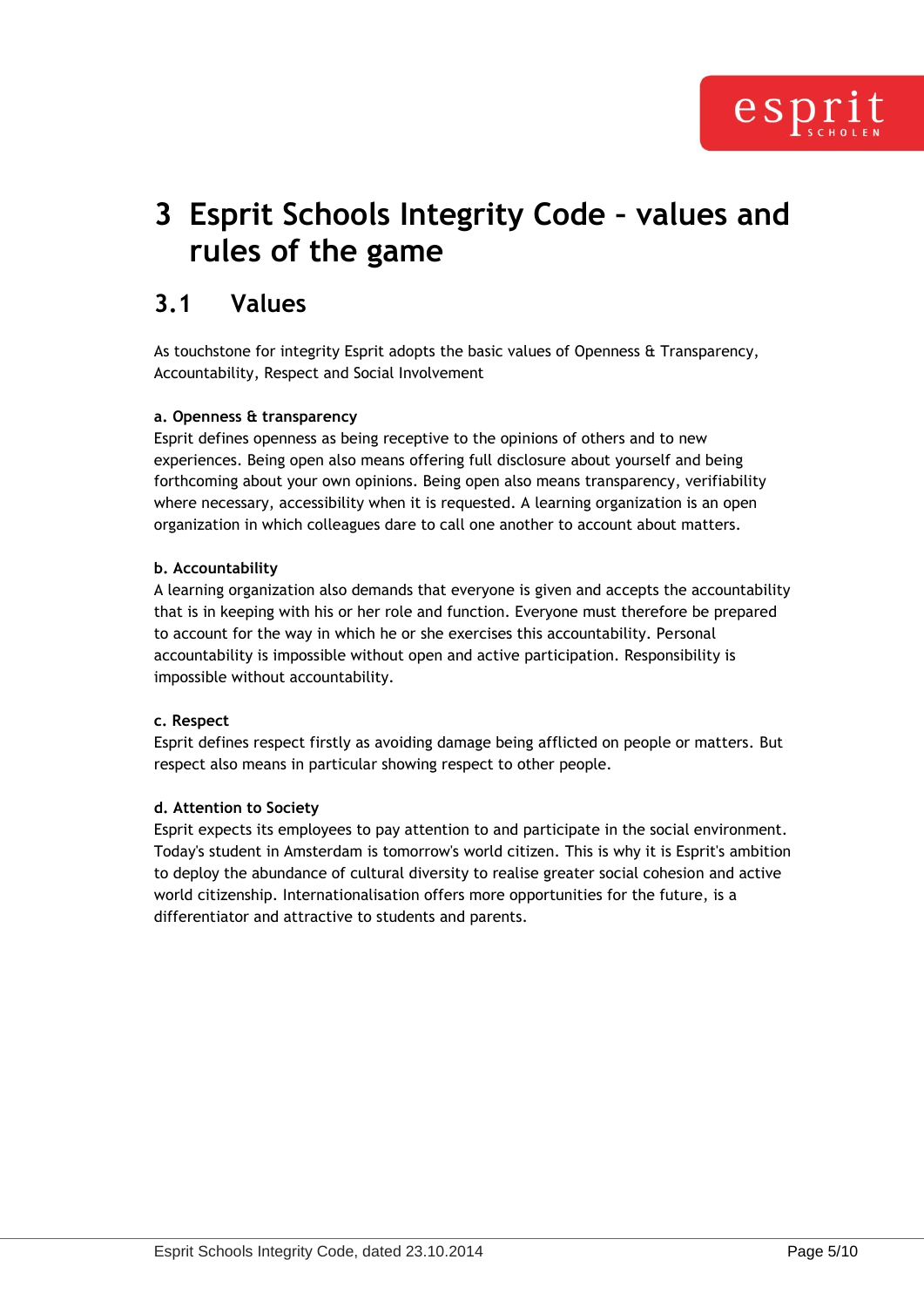# 3 Esprit Schools Integrity Code – values and rules of the game

## 3.1 Values

As touchstone for integrity Esprit adopts the basic values of Openness & Transparency, Accountability, Respect and Social Involvement

**a. Openness & transparency**
Esprit defines openness as being receptive to the opinions of others and to new experiences. Being open also means offering full disclosure about yourself and being forthcoming about your own opinions. Being open also means transparency, verifiability where necessary, accessibility when it is requested. A learning organization is an open organization in which colleagues dare to call one another to account about matters.

**b. Accountability**
A learning organization also demands that everyone is given and accepts the accountability that is in keeping with his or her role and function. Everyone must therefore be prepared to account for the way in which he or she exercises this accountability. Personal accountability is impossible without open and active participation. Responsibility is impossible without accountability.

**c. Respect**
Esprit defines respect firstly as avoiding damage being afflicted on people or matters. But respect also means in particular showing respect to other people.

**d. Attention to Society**
Esprit expects its employees to pay attention to and participate in the social environment. Today's student in Amsterdam is tomorrow's world citizen. This is why it is Esprit's ambition to deploy the abundance of cultural diversity to realise greater social cohesion and active world citizenship. Internationalisation offers more opportunities for the future, is a differentiator and attractive to students and parents.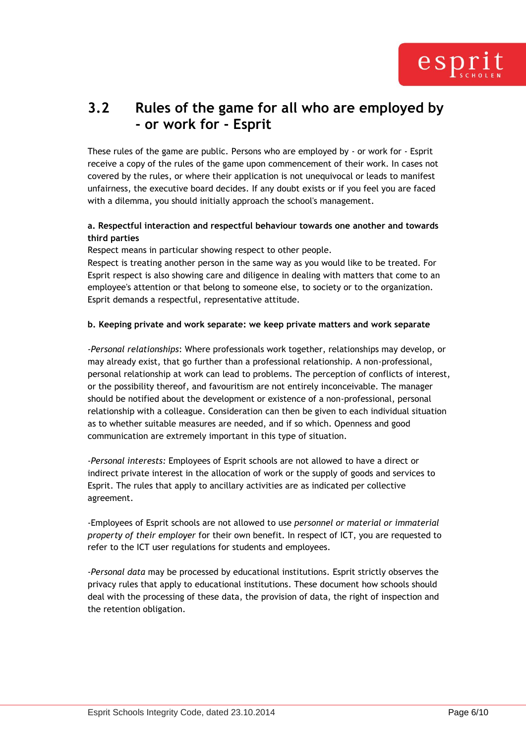## 3.2 Rules of the game for all who are employed by - or work for - Esprit

These rules of the game are public. Persons who are employed by - or work for - Esprit receive a copy of the rules of the game upon commencement of their work. In cases not covered by the rules, or where their application is not unequivocal or leads to manifest unfairness, the executive board decides. If any doubt exists or if you feel you are faced with a dilemma, you should initially approach the school's management.

**a. Respectful interaction and respectful behaviour towards one another and towards third parties**

Respect means in particular showing respect to other people.
Respect is treating another person in the same way as you would like to be treated. For Esprit respect is also showing care and diligence in dealing with matters that come to an employee's attention or that belong to someone else, to society or to the organization. Esprit demands a respectful, representative attitude.

**b. Keeping private and work separate: we keep private matters and work separate**

-*Personal relationships*: Where professionals work together, relationships may develop, or may already exist, that go further than a professional relationship. A non-professional, personal relationship at work can lead to problems. The perception of conflicts of interest, or the possibility thereof, and favouritism are not entirely inconceivable. The manager should be notified about the development or existence of a non-professional, personal relationship with a colleague. Consideration can then be given to each individual situation as to whether suitable measures are needed, and if so which. Openness and good communication are extremely important in this type of situation.

-*Personal interests:* Employees of Esprit schools are not allowed to have a direct or indirect private interest in the allocation of work or the supply of goods and services to Esprit. The rules that apply to ancillary activities are as indicated per collective agreement.

-Employees of Esprit schools are not allowed to use *personnel or material or immaterial property of their employer* for their own benefit. In respect of ICT, you are requested to refer to the ICT user regulations for students and employees.

-*Personal data* may be processed by educational institutions. Esprit strictly observes the privacy rules that apply to educational institutions. These document how schools should deal with the processing of these data, the provision of data, the right of inspection and the retention obligation.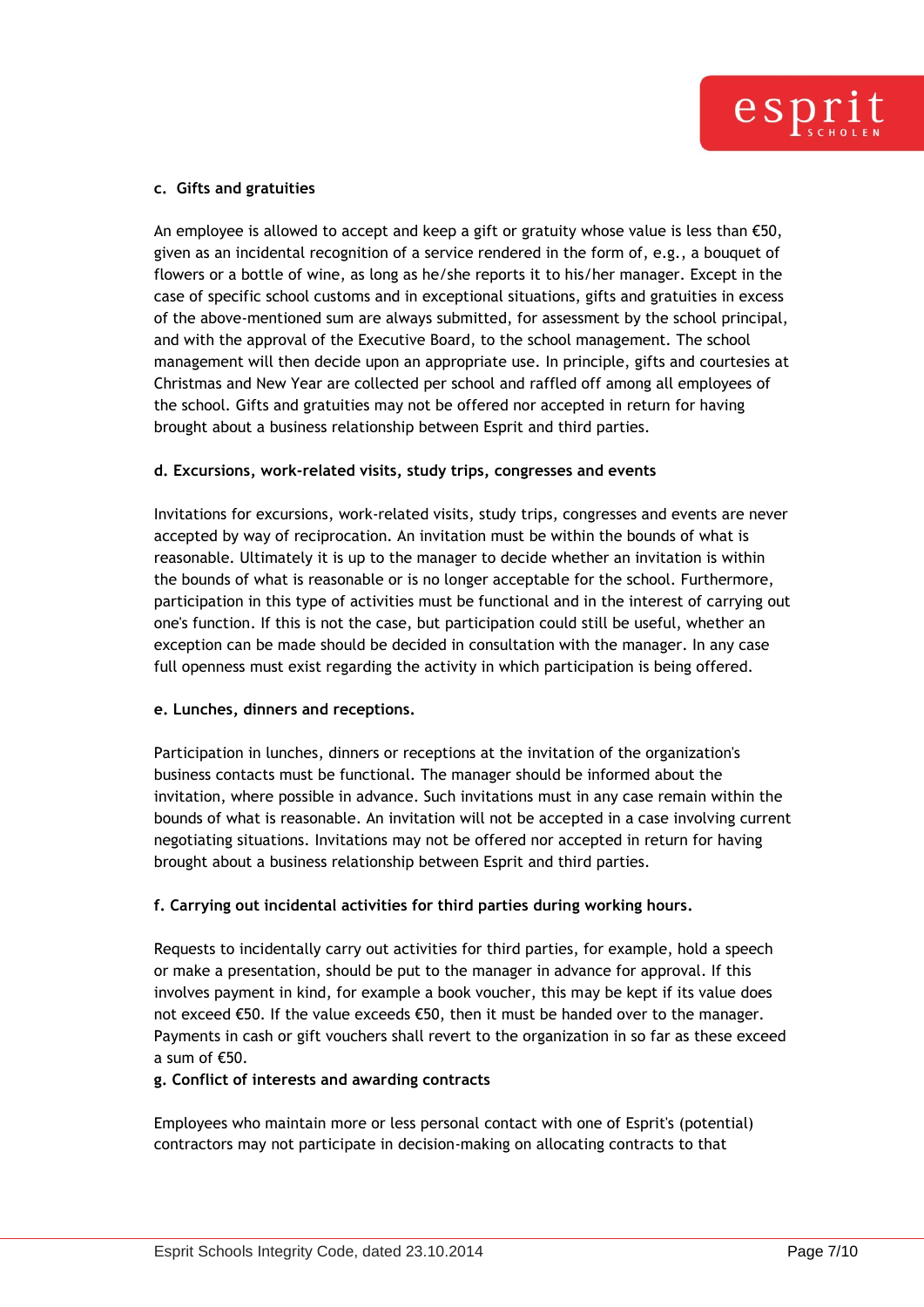### c. Gifts and gratuities

An employee is allowed to accept and keep a gift or gratuity whose value is less than €50, given as an incidental recognition of a service rendered in the form of, e.g., a bouquet of flowers or a bottle of wine, as long as he/she reports it to his/her manager. Except in the case of specific school customs and in exceptional situations, gifts and gratuities in excess of the above-mentioned sum are always submitted, for assessment by the school principal, and with the approval of the Executive Board, to the school management. The school management will then decide upon an appropriate use. In principle, gifts and courtesies at Christmas and New Year are collected per school and raffled off among all employees of the school. Gifts and gratuities may not be offered nor accepted in return for having brought about a business relationship between Esprit and third parties.

### d. Excursions, work-related visits, study trips, congresses and events

Invitations for excursions, work-related visits, study trips, congresses and events are never accepted by way of reciprocation. An invitation must be within the bounds of what is reasonable. Ultimately it is up to the manager to decide whether an invitation is within the bounds of what is reasonable or is no longer acceptable for the school. Furthermore, participation in this type of activities must be functional and in the interest of carrying out one's function. If this is not the case, but participation could still be useful, whether an exception can be made should be decided in consultation with the manager. In any case full openness must exist regarding the activity in which participation is being offered.

### e. Lunches, dinners and receptions.

Participation in lunches, dinners or receptions at the invitation of the organization's business contacts must be functional. The manager should be informed about the invitation, where possible in advance. Such invitations must in any case remain within the bounds of what is reasonable. An invitation will not be accepted in a case involving current negotiating situations. Invitations may not be offered nor accepted in return for having brought about a business relationship between Esprit and third parties.

### f. Carrying out incidental activities for third parties during working hours.

Requests to incidentally carry out activities for third parties, for example, hold a speech or make a presentation, should be put to the manager in advance for approval. If this involves payment in kind, for example a book voucher, this may be kept if its value does not exceed €50. If the value exceeds €50, then it must be handed over to the manager. Payments in cash or gift vouchers shall revert to the organization in so far as these exceed a sum of €50.

### g. Conflict of interests and awarding contracts

Employees who maintain more or less personal contact with one of Esprit's (potential) contractors may not participate in decision-making on allocating contracts to that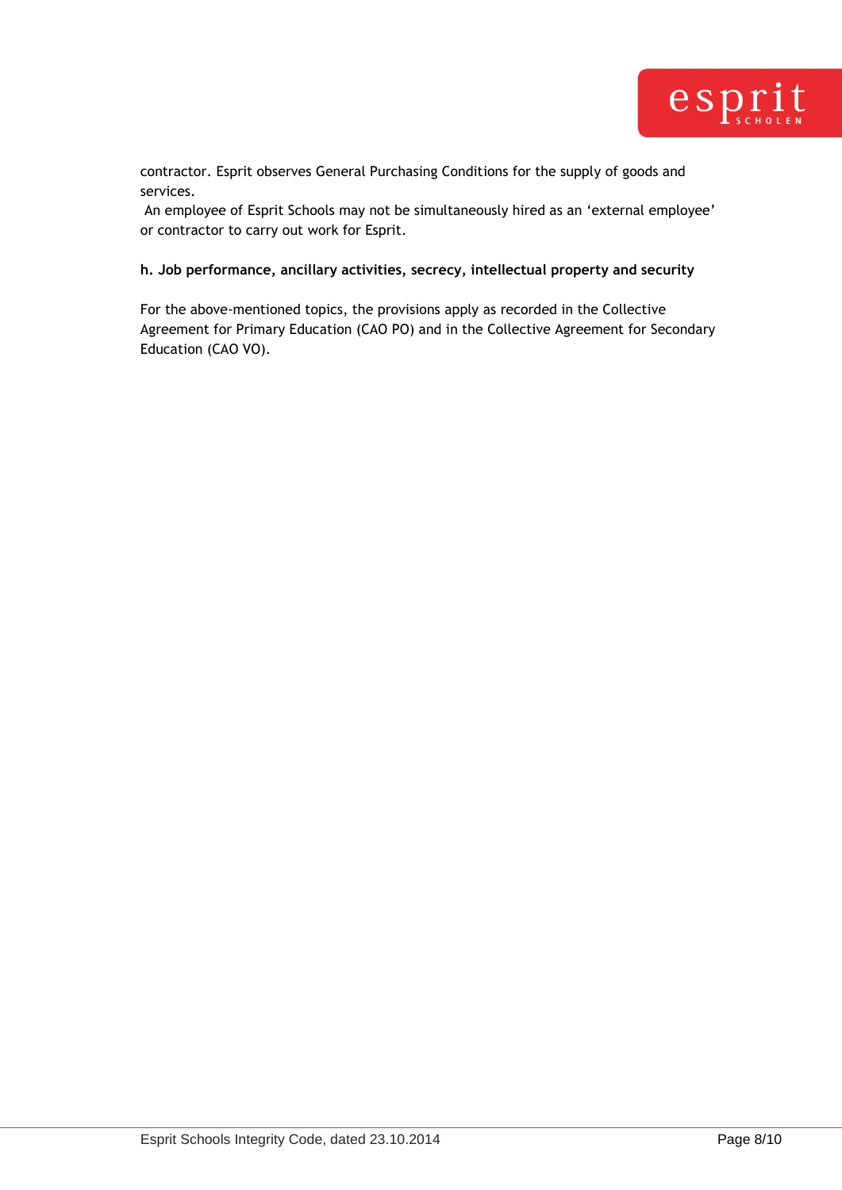contractor. Esprit observes General Purchasing Conditions for the supply of goods and services.

An employee of Esprit Schools may not be simultaneously hired as an 'external employee' or contractor to carry out work for Esprit.

**h. Job performance, ancillary activities, secrecy, intellectual property and security**

For the above-mentioned topics, the provisions apply as recorded in the Collective Agreement for Primary Education (CAO PO) and in the Collective Agreement for Secondary Education (CAO VO).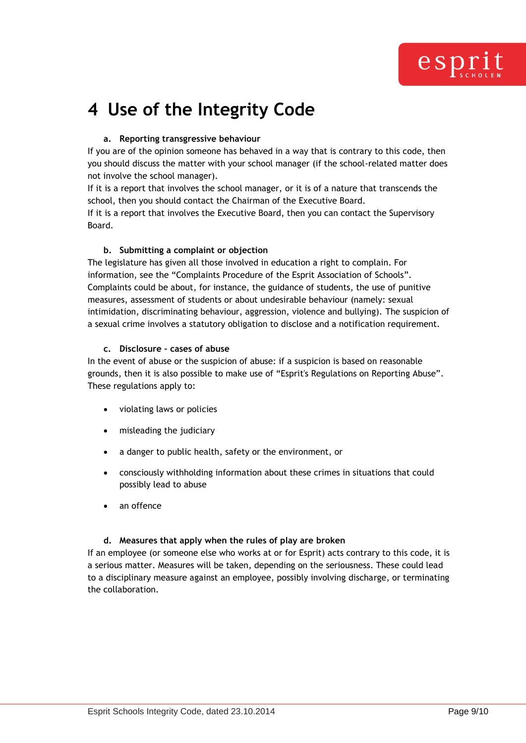# 4 Use of the Integrity Code

**a. Reporting transgressive behaviour**

If you are of the opinion someone has behaved in a way that is contrary to this code, then you should discuss the matter with your school manager (if the school-related matter does not involve the school manager).
If it is a report that involves the school manager, or it is of a nature that transcends the school, then you should contact the Chairman of the Executive Board.
If it is a report that involves the Executive Board, then you can contact the Supervisory Board.

**b. Submitting a complaint or objection**

The legislature has given all those involved in education a right to complain. For information, see the "Complaints Procedure of the Esprit Association of Schools". Complaints could be about, for instance, the guidance of students, the use of punitive measures, assessment of students or about undesirable behaviour (namely: sexual intimidation, discriminating behaviour, aggression, violence and bullying). The suspicion of a sexual crime involves a statutory obligation to disclose and a notification requirement.

**c. Disclosure – cases of abuse**

In the event of abuse or the suspicion of abuse: if a suspicion is based on reasonable grounds, then it is also possible to make use of "Esprit's Regulations on Reporting Abuse". These regulations apply to:

- violating laws or policies
- misleading the judiciary
- a danger to public health, safety or the environment, or
- consciously withholding information about these crimes in situations that could possibly lead to abuse
- an offence

**d. Measures that apply when the rules of play are broken**

If an employee (or someone else who works at or for Esprit) acts contrary to this code, it is a serious matter. Measures will be taken, depending on the seriousness. These could lead to a disciplinary measure against an employee, possibly involving discharge, or terminating the collaboration.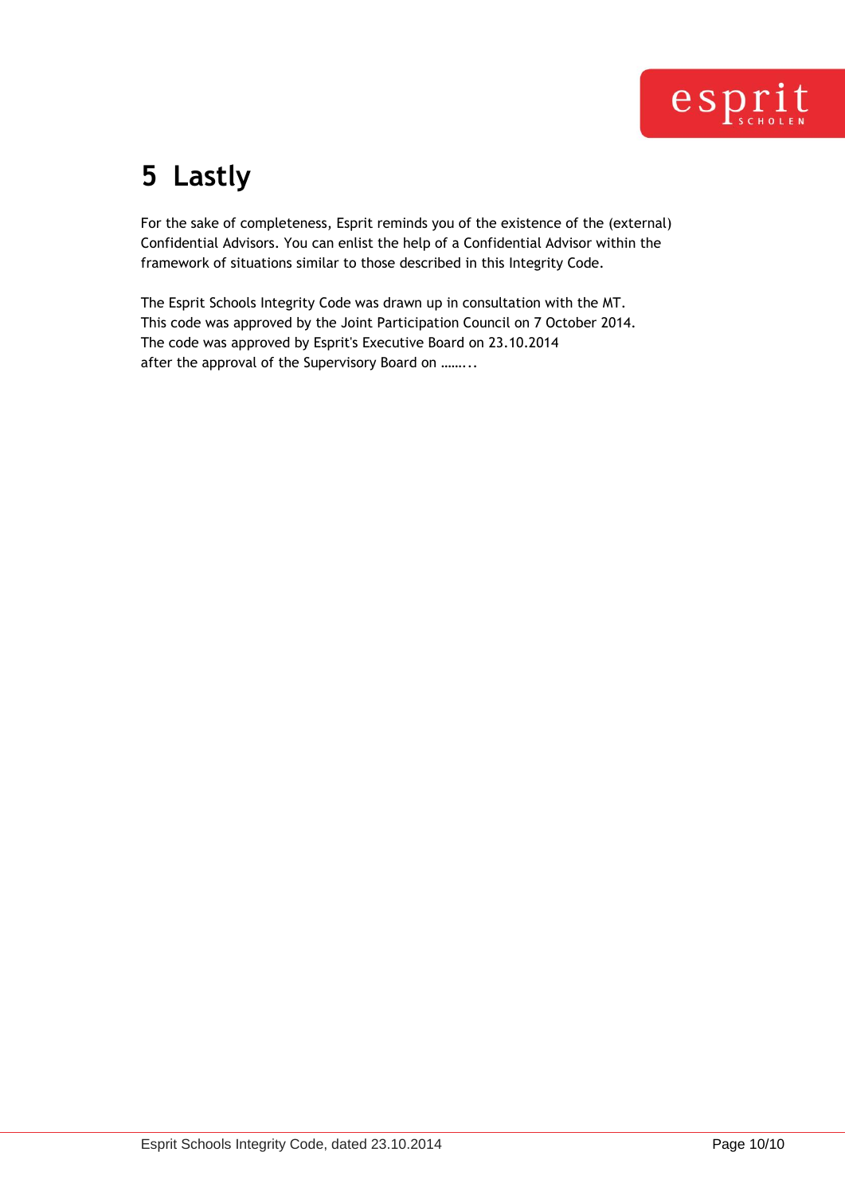# 5 Lastly

For the sake of completeness, Esprit reminds you of the existence of the (external) Confidential Advisors. You can enlist the help of a Confidential Advisor within the framework of situations similar to those described in this Integrity Code.

The Esprit Schools Integrity Code was drawn up in consultation with the MT.
This code was approved by the Joint Participation Council on 7 October 2014.
The code was approved by Esprit's Executive Board on 23.10.2014
after the approval of the Supervisory Board on ……...